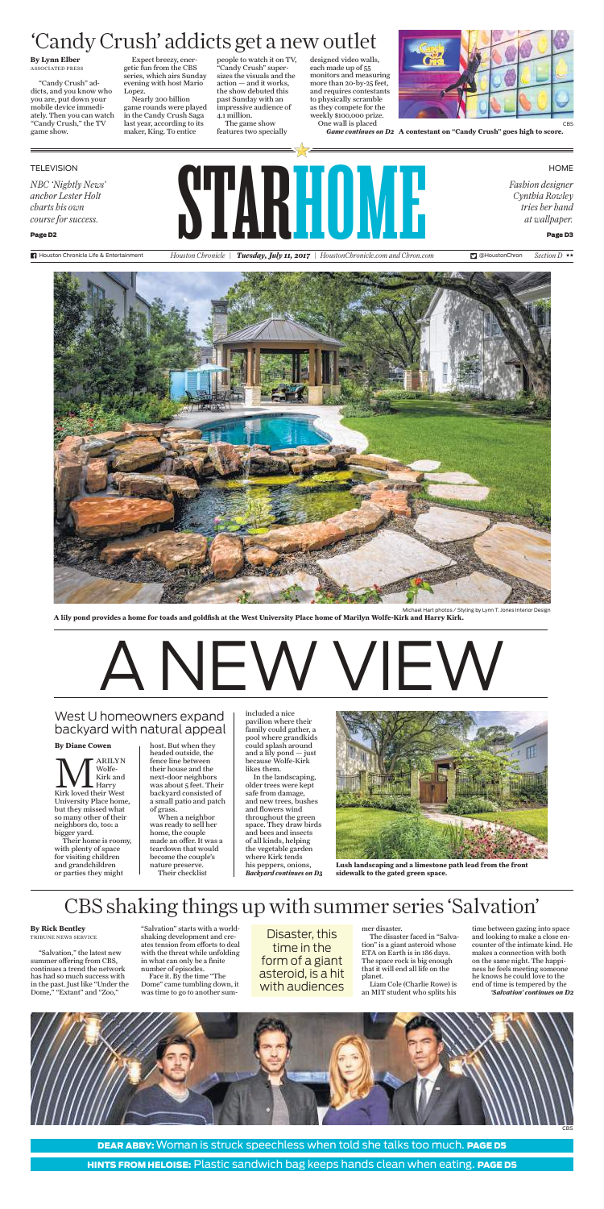# 'Candy Crush' addicts get a new outlet

**By Lynn Elber**
ASSOCIATED PRESS

"Candy Crush" addicts, and you know who you are, put down your mobile device immediately. Then you can watch "Candy Crush," the TV game show.

Expect breezy, energetic fun from the CBS series, which airs Sunday evening with host Mario Lopez.

Nearly 200 billion game rounds were played in the Candy Crush Saga last year, according to its maker, King. To entice people to watch it on TV, "Candy Crush" supersizes the visuals and the action — and it works, the show debuted this past Sunday with an impressive audience of 4.1 million.

The game show features two specially designed video walls, each made up of 55 monitors and measuring more than 20-by-25 feet, and requires contestants to physically scramble as they compete for the weekly $100,000 prize.

One wall is placed

*Game continues on D2*

**A contestant on "Candy Crush" goes high to score.**

CBS

TELEVISION

*NBC 'Nightly News' anchor Lester Holt charts his own course for success.*

**Page D2**

# STAR HOME

HOME

*Fashion designer Cynthia Rowley tries her hand at wallpaper.*

**Page D3**

Houston Chronicle Life & Entertainment | *Houston Chronicle* | ***Tuesday, July 11, 2017*** | *HoustonChronicle.com and Chron.com* | @HoustonChron | *Section D*

Michael Hart photos / Styling by Lynn T. Jones Interior Design

**A lily pond provides a home for toads and goldfish at the West University Place home of Marilyn Wolfe-Kirk and Harry Kirk.**

# A NEW VIEW

## West U homeowners expand backyard with natural appeal

**By Diane Cowen**

Marilyn Wolfe-Kirk and Harry Kirk loved their West University Place home, but they missed what so many other of their neighbors do, too: a bigger yard.

Their home is roomy, with plenty of space for visiting children and grandchildren or parties they might host. But when they headed outside, the fence line between their house and the next-door neighbors was about 5 feet. Their backyard consisted of a small patio and patch of grass.

When a neighbor was ready to sell her home, the couple made an offer. It was a teardown that would become the couple's nature preserve.

Their checklist included a nice pavilion where their family could gather, a pool where grandkids could splash around and a lily pond — just because Wolfe-Kirk likes them.

In the landscaping, older trees were kept safe from damage, and new trees, bushes and flowers wind throughout the green space. They draw birds and bees and insects of all kinds, helping the vegetable garden where Kirk tends his peppers, onions,

*Backyard continues on D3*

**Lush landscaping and a limestone path lead from the front sidewalk to the gated green space.**

# CBS shaking things up with summer series 'Salvation'

**By Rick Bentley**
TRIBUNE NEWS SERVICE

"Salvation," the latest new summer offering from CBS, continues a trend the network has had so much success with in the past. Just like "Under the Dome," "Extant" and "Zoo," "Salvation" starts with a world-shaking development and creates tension from efforts to deal with the threat while unfolding in what can only be a finite number of episodes.

Face it. By the time "The Dome" came tumbling down, it was time to go to another summer disaster.

> Disaster, this time in the form of a giant asteroid, is a hit with audiences

The disaster faced in "Salvation" is a giant asteroid whose ETA on Earth is in 186 days. The space rock is big enough that it will end all life on the planet.

Liam Cole (Charlie Rowe) is an MIT student who splits his time between gazing into space and looking to make a close encounter of the intimate kind. He makes a connection with both on the same night. The happiness he feels meeting someone he knows he could love to the end of time is tempered by the

*'Salvation' continues on D2*

CBS

**DEAR ABBY:** Woman is struck speechless when told she talks too much. **PAGE D5**

**HINTS FROM HELOISE:** Plastic sandwich bag keeps hands clean when eating. **PAGE D5**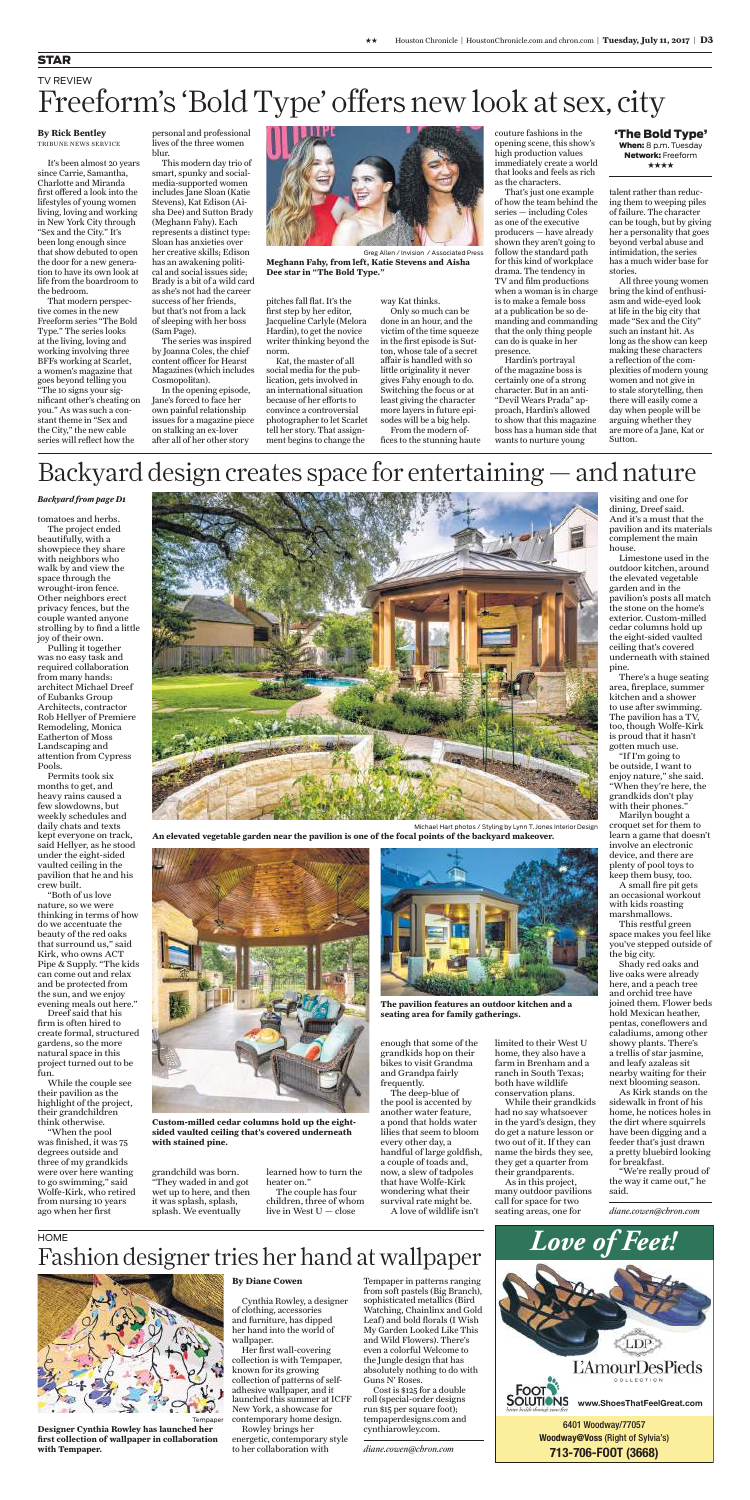## STAR

### TV REVIEW

# Freeform's 'Bold Type' offers new look at sex, city

**By Rick Bentley**
TRIBUNE NEWS SERVICE

It's been almost 20 years since Carrie, Samantha, Charlotte and Miranda first offered a look into the lifestyles of young women living, loving and working in New York City through "Sex and the City." It's been long enough since that show debuted to open the door for a new generation to have its own look at life from the boardroom to the bedroom.

That modern perspective comes in the new Freeform series "The Bold Type." The series looks at the living, loving and working involving three BFFs working at Scarlet, a women's magazine that goes beyond telling you "The 10 signs your significant other's cheating on you." As was such a constant theme in "Sex and the City," the new cable series will reflect how the personal and professional lives of the three women blur.

This modern day trio of smart, spunky and social-media-supported women includes Jane Sloan (Katie Stevens), Kat Edison (Aisha Dee) and Sutton Brady (Meghann Fahy). Each represents a distinct type: Sloan has anxieties over her creative skills; Edison has an awakening political and social issues side; Brady is a bit of a wild card as she's not had the career success of her friends, but that's not from a lack of sleeping with her boss (Sam Page).

The series was inspired by Joanna Coles, the chief content officer for Hearst Magazines (which includes Cosmopolitan).

In the opening episode, Jane's forced to face her own painful relationship issues for a magazine piece on stalking an ex-lover after all of her other story pitches fall flat. It's the first step by her editor, Jacqueline Carlyle (Melora Hardin), to get the novice writer thinking beyond the norm.

Greg Allen / Invision / Associated Press
**Meghann Fahy, from left, Katie Stevens and Aisha Dee star in "The Bold Type."**

Kat, the master of all social media for the publication, gets involved in an international situation because of her efforts to convince a controversial photographer to let Scarlet tell her story. That assignment begins to change the way Kat thinks.

Only so much can be done in an hour, and the victim of the time squeeze in the first episode is Sutton, whose tale of a secret affair is handled with so little originality it never gives Fahy enough to do. Switching the focus or at least giving the character more layers in future episodes will be a big help.

From the modern offices to the stunning haute couture fashions in the opening scene, this show's high production values immediately create a world that looks and feels as rich as the characters.

That's just one example of how the team behind the series — including Coles as one of the executive producers — have already shown they aren't going to follow the standard path for this kind of workplace drama. The tendency in TV and film productions when a woman is in charge is to make a female boss at a publication be demanding and commanding that the only thing people can do is quake in her presence.

Hardin's portrayal of the magazine boss is certainly one of a strong character. But in an anti-"Devil Wears Prada" approach, Hardin's allowed to show that this magazine boss has a human side that wants to nurture young talent rather than reducing them to weeping piles of failure. The character can be tough, but by giving her a personality that goes beyond verbal abuse and intimidation, the series has a much wider base for stories.

All three young women bring the kind of enthusiasm and wide-eyed look at life in the big city that made "Sex and the City" such an instant hit. As long as the show can keep making these characters a reflection of the complexities of modern young women and not give in to stale storytelling, then there will easily come a day when people will be arguing whether they are more of a Jane, Kat or Sutton.

**'The Bold Type'**
**When:** 8 p.m. Tuesday
**Network:** Freeform
★★★★

# Backyard design creates space for entertaining — and nature

*Backyard from page D1*

tomatoes and herbs.

The project ended beautifully, with a showpiece they share with neighbors who walk by and view the space through the wrought-iron fence. Other neighbors erect privacy fences, but the couple wanted anyone strolling by to find a little joy of their own.

Pulling it together was no easy task and required collaboration from many hands: architect Michael Dreef of Eubanks Group Architects, contractor Rob Hellyer of Premiere Remodeling, Monica Eatherton of Moss Landscaping and attention from Cypress Pools.

Permits took six months to get, and heavy rains caused a few slowdowns, but weekly schedules and daily chats and texts kept everyone on track, said Hellyer, as he stood under the eight-sided vaulted ceiling in the pavilion that he and his crew built.

"Both of us love nature, so we were thinking in terms of how do we accentuate the beauty of the red oaks that surround us," said Kirk, who owns ACT Pipe & Supply. "The kids can come out and relax and be protected from the sun, and we enjoy evening meals out here."

Dreef said that his firm is often hired to create formal, structured gardens, so the more natural space in this project turned out to be fun.

While the couple see their pavilion as the highlight of the project, their grandchildren think otherwise.

"When the pool was finished, it was 75 degrees outside and three of my grandkids were over here wanting to go swimming," said Wolfe-Kirk, who retired from nursing 10 years ago when her first grandchild was born. "They waded in and got wet up to here, and then it was splash, splash, splash. We eventually learned how to turn the heater on."

The couple has four children, three of whom live in West U — close enough that some of the grandkids hop on their bikes to visit Grandma and Grandpa fairly frequently.

Michael Hart photos / Styling by Lynn T. Jones Interior Design
**An elevated vegetable garden near the pavilion is one of the focal points of the backyard makeover.**

**Custom-milled cedar columns hold up the eight-sided vaulted ceiling that's covered underneath with stained pine.**

**The pavilion features an outdoor kitchen and a seating area for family gatherings.**

The deep-blue of the pool is accented by another water feature, a pond that holds water lilies that seem to bloom every other day, a handful of large goldfish, a couple of toads and, now, a slew of tadpoles that have Wolfe-Kirk wondering what their survival rate might be.

A love of wildlife isn't limited to their West U home, they also have a farm in Brenham and a ranch in South Texas; both have wildlife conservation plans.

While their grandkids had no say whatsoever in the yard's design, they do get a nature lesson or two out of it. If they can name the birds they see, they get a quarter from their grandparents.

As in this project, many outdoor pavilions call for space for two seating areas, one for visiting and one for dining, Dreef said. And it's a must that the pavilion and its materials complement the main house.

Limestone used in the outdoor kitchen, around the elevated vegetable garden and in the pavilion's posts all match the stone on the home's exterior. Custom-milled cedar columns hold up the eight-sided vaulted ceiling that's covered underneath with stained pine.

There's a huge seating area, fireplace, summer kitchen and a shower to use after swimming. The pavilion has a TV, too, though Wolfe-Kirk is proud that it hasn't gotten much use.

"If I'm going to be outside, I want to enjoy nature," she said. "When they're here, the grandkids don't play with their phones."

Marilyn bought a croquet set for them to learn a game that doesn't involve an electronic device, and there are plenty of pool toys to keep them busy, too.

A small fire pit gets an occasional workout with kids roasting marshmallows.

This restful green space makes you feel like you've stepped outside of the big city.

Shady red oaks and live oaks were already here, and a peach tree and orchid tree have joined them. Flower beds hold Mexican heather, pentas, coneflowers and caladiums, among other showy plants. There's a trellis of star jasmine, and leafy azaleas sit nearby waiting for their next blooming season.

As Kirk stands on the sidewalk in front of his home, he notices holes in the dirt where squirrels have been digging and a feeder that's just drawn a pretty bluebird looking for breakfast.

"We're really proud of the way it came out," he said.

*diane.cowen@chron.com*

### HOME

# Fashion designer tries her hand at wallpaper

Tempaper
**Designer Cynthia Rowley has launched her first collection of wallpaper in collaboration with Tempaper.**

**By Diane Cowen**

Cynthia Rowley, a designer of clothing, accessories and furniture, has dipped her hand into the world of wallpaper.

Her first wall-covering collection is with Tempaper, known for its growing collection of patterns of self-adhesive wallpaper, and it launched this summer at ICFF New York, a showcase for contemporary home design.

Rowley brings her energetic, contemporary style to her collaboration with Tempaper in patterns ranging from soft pastels (Big Branch), sophisticated metallics (Bird Watching, Chainlinx and Gold Leaf) and bold florals (I Wish My Garden Looked Like This and Wild Flowers). There's even a colorful Welcome to the Jungle design that has absolutely nothing to do with Guns N' Roses.

Cost is $125 for a double roll (special-order designs run $15 per square foot); tempaperdesigns.com and cynthiarowley.com.

*diane.cowen@chron.com*

*Love of Feet!*

LDP L'AmourDesPieds COLLECTION

FOOT SOLUTIONS
www.ShoesThatFeelGreat.com

6401 Woodway/77057
Woodway@Voss (Right of Sylvia's)
713-706-FOOT (3668)